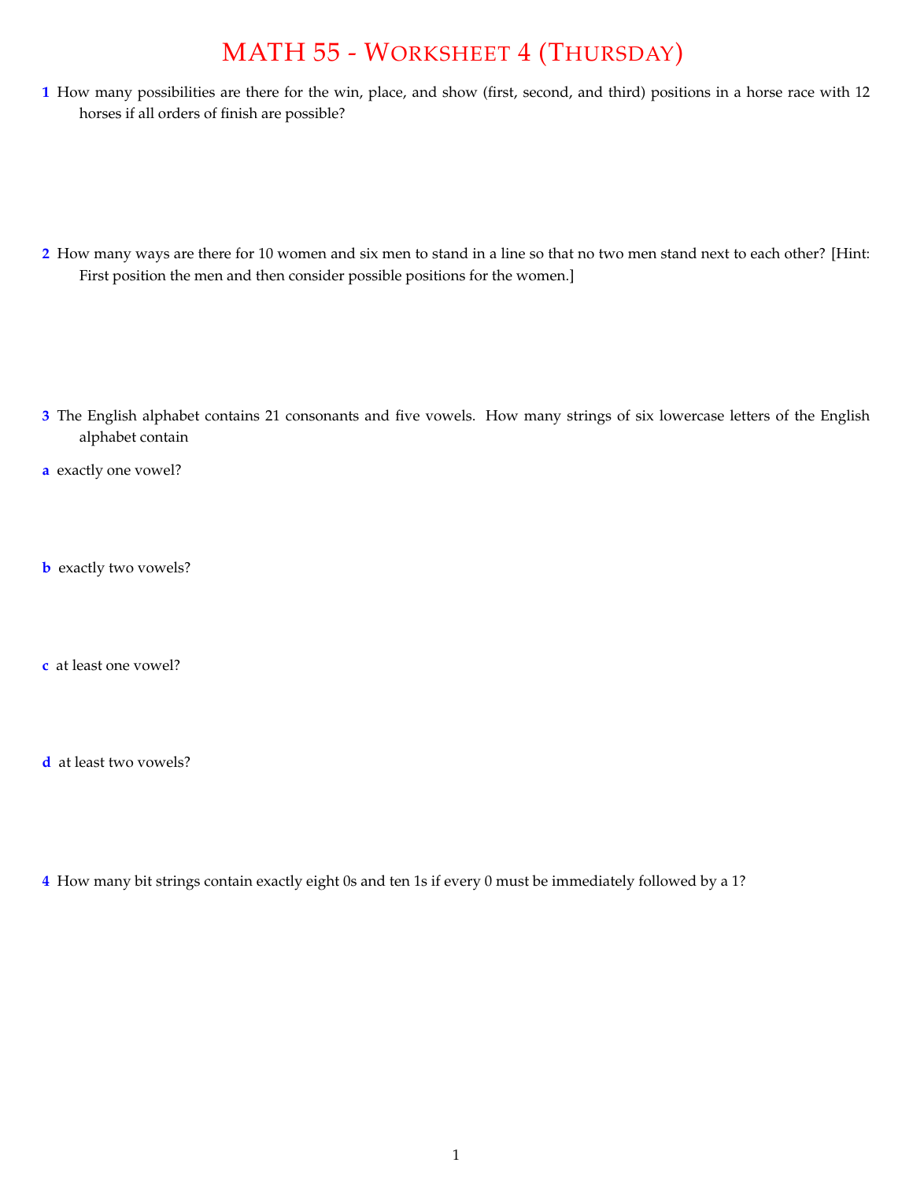# MATH 55 - Worksheet 4 (Thursday)

**1** How many possibilities are there for the win, place, and show (first, second, and third) positions in a horse race with 12 horses if all orders of finish are possible?

**2** How many ways are there for 10 women and six men to stand in a line so that no two men stand next to each other? [Hint: First position the men and then consider possible positions for the women.]

**3** The English alphabet contains 21 consonants and five vowels. How many strings of six lowercase letters of the English alphabet contain

**a** exactly one vowel?

**b** exactly two vowels?

**c** at least one vowel?

**d** at least two vowels?

**4** How many bit strings contain exactly eight 0s and ten 1s if every 0 must be immediately followed by a 1?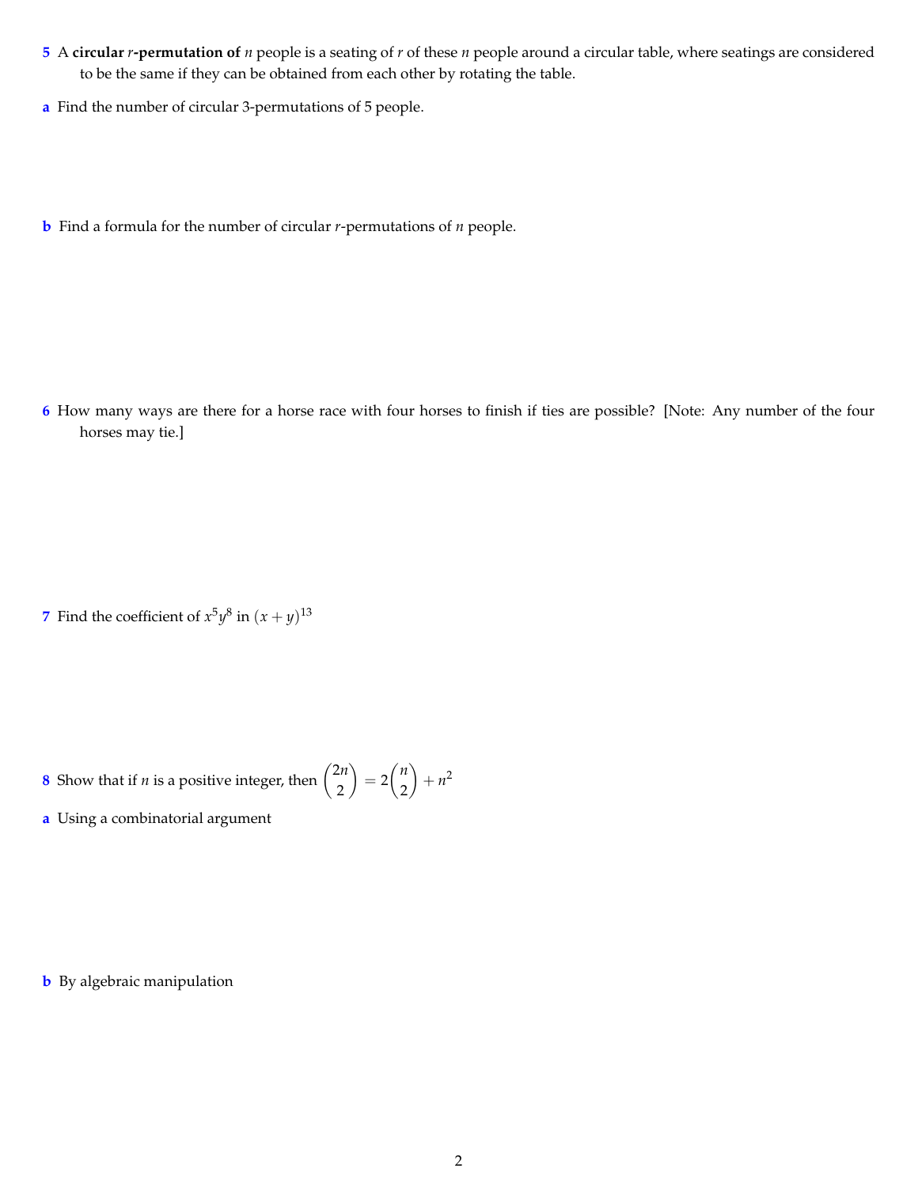**5** A **circular $r$-permutation of** $n$ people is a seating of $r$ of these $n$ people around a circular table, where seatings are considered to be the same if they can be obtained from each other by rotating the table.

**a** Find the number of circular 3-permutations of 5 people.

**b** Find a formula for the number of circular $r$-permutations of $n$ people.

**6** How many ways are there for a horse race with four horses to finish if ties are possible? [Note: Any number of the four horses may tie.]

**7** Find the coefficient of $x^5y^8$ in $(x+y)^{13}$

**8** Show that if $n$ is a positive integer, then $\binom{2n}{2} = 2\binom{n}{2} + n^2$

**a** Using a combinatorial argument

**b** By algebraic manipulation